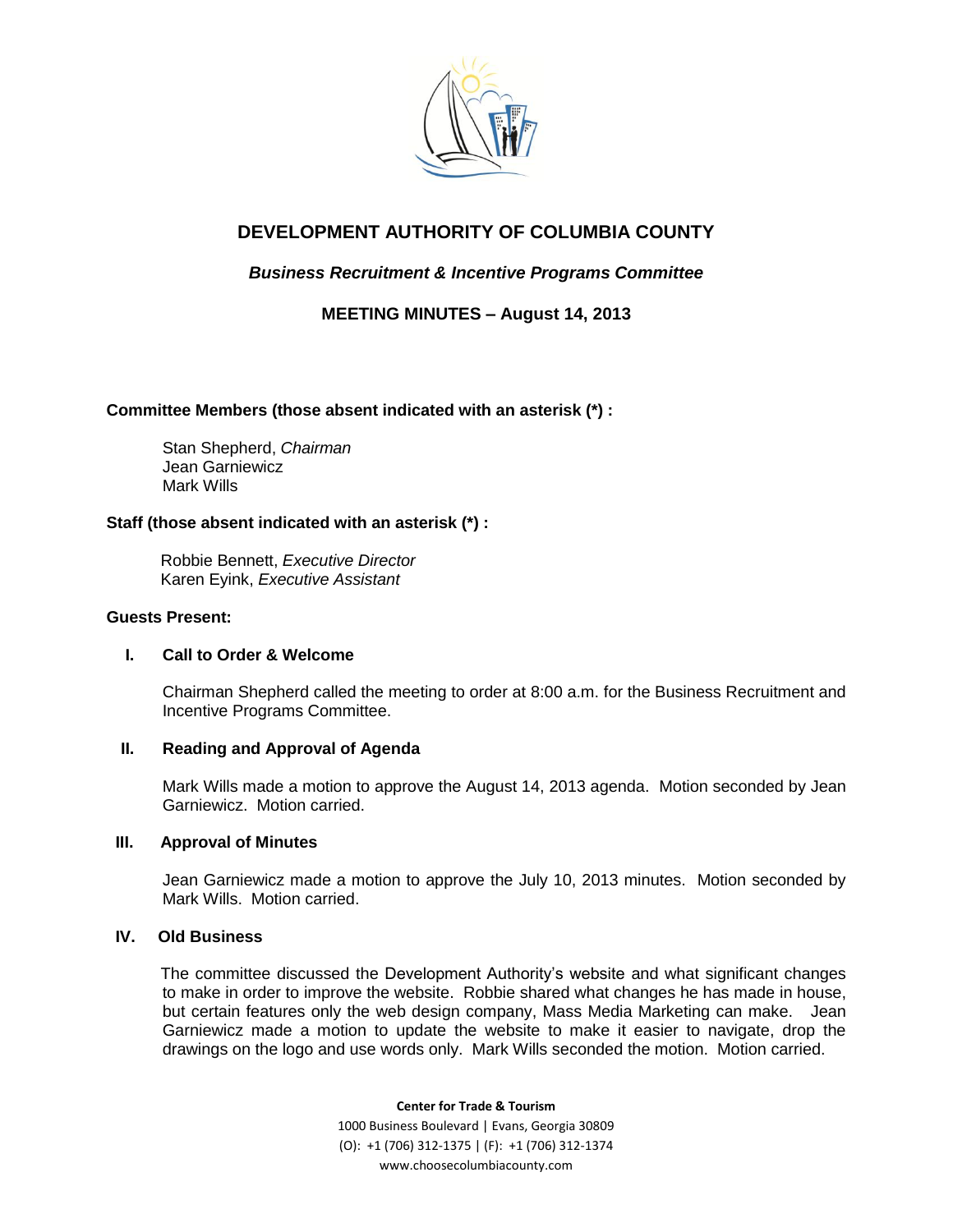# DEVELOPMENT AUTHORITY OF COLUMBIA COUNTY

## *Business Recruitment & Incentive Programs Committee*

## MEETING MINUTES – August 14, 2013

**Committee Members (those absent indicated with an asterisk (*) :**

Stan Shepherd, *Chairman*
Jean Garniewicz
Mark Wills

**Staff (those absent indicated with an asterisk (*) :**

Robbie Bennett, *Executive Director*
Karen Eyink, *Executive Assistant*

**Guests Present:**

### I. Call to Order & Welcome

Chairman Shepherd called the meeting to order at 8:00 a.m. for the Business Recruitment and Incentive Programs Committee.

### II. Reading and Approval of Agenda

Mark Wills made a motion to approve the August 14, 2013 agenda. Motion seconded by Jean Garniewicz. Motion carried.

### III. Approval of Minutes

Jean Garniewicz made a motion to approve the July 10, 2013 minutes. Motion seconded by Mark Wills. Motion carried.

### IV. Old Business

The committee discussed the Development Authority's website and what significant changes to make in order to improve the website. Robbie shared what changes he has made in house, but certain features only the web design company, Mass Media Marketing can make. Jean Garniewicz made a motion to update the website to make it easier to navigate, drop the drawings on the logo and use words only. Mark Wills seconded the motion. Motion carried.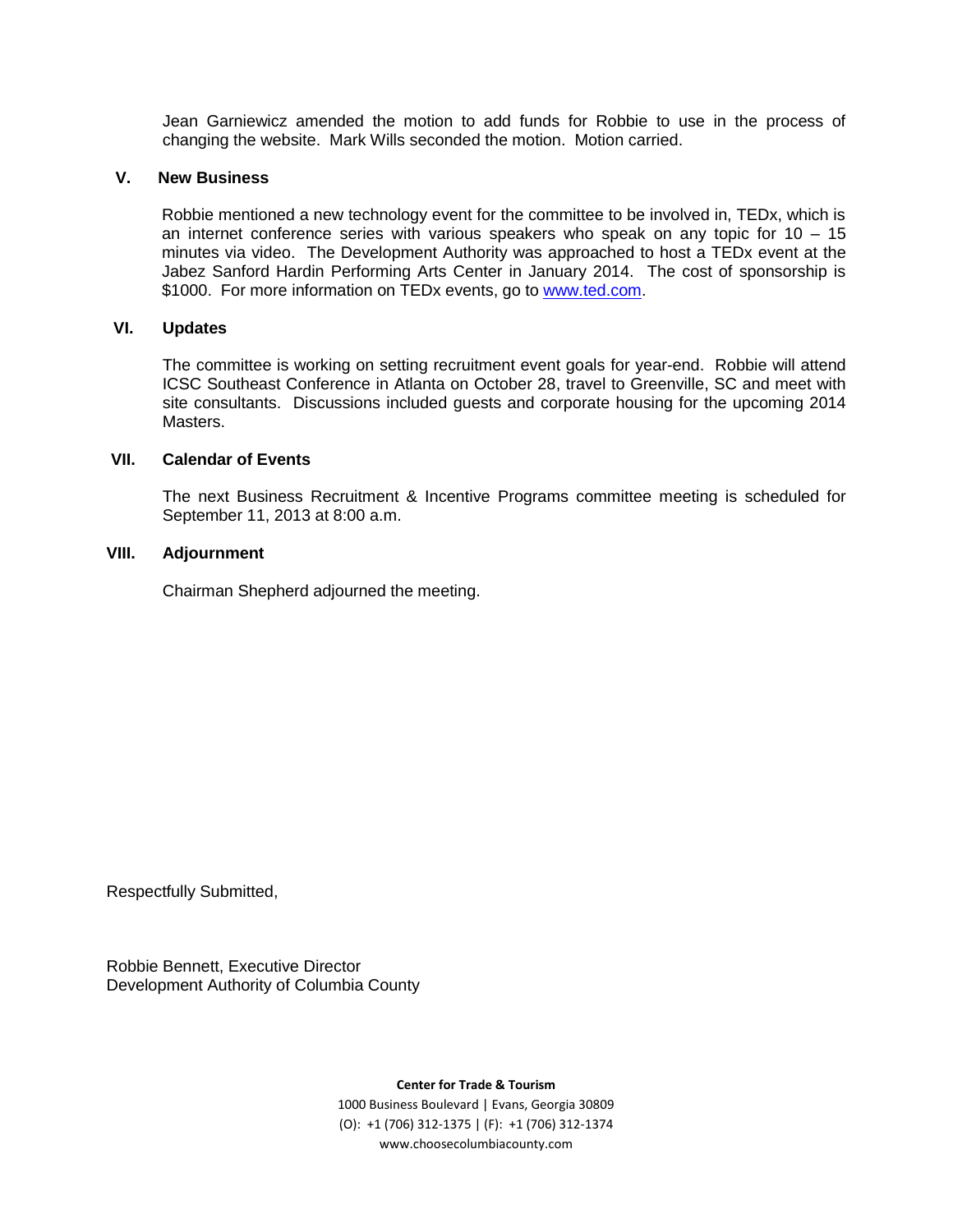Jean Garniewicz amended the motion to add funds for Robbie to use in the process of changing the website. Mark Wills seconded the motion. Motion carried.

## V. New Business

Robbie mentioned a new technology event for the committee to be involved in, TEDx, which is an internet conference series with various speakers who speak on any topic for 10 – 15 minutes via video. The Development Authority was approached to host a TEDx event at the Jabez Sanford Hardin Performing Arts Center in January 2014. The cost of sponsorship is $1000. For more information on TEDx events, go to www.ted.com.

## VI. Updates

The committee is working on setting recruitment event goals for year-end. Robbie will attend ICSC Southeast Conference in Atlanta on October 28, travel to Greenville, SC and meet with site consultants. Discussions included guests and corporate housing for the upcoming 2014 Masters.

## VII. Calendar of Events

The next Business Recruitment & Incentive Programs committee meeting is scheduled for September 11, 2013 at 8:00 a.m.

## VIII. Adjournment

Chairman Shepherd adjourned the meeting.

Respectfully Submitted,

Robbie Bennett, Executive Director
Development Authority of Columbia County

**Center for Trade & Tourism**
1000 Business Boulevard | Evans, Georgia 30809
(O): +1 (706) 312-1375 | (F): +1 (706) 312-1374
www.choosecolumbiacounty.com